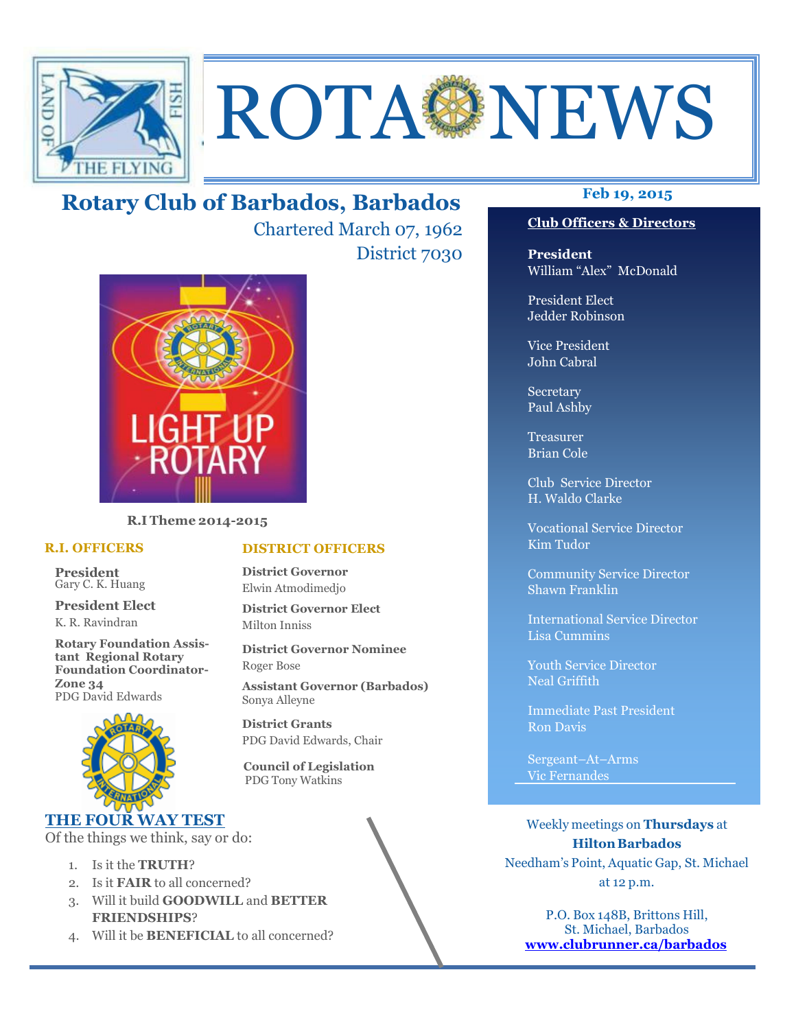# ROTA NEWS

## Rotary Club of Barbados, Barbados

Chartered March 07, 1962

District 7030

**R.I Theme 2014-2015**

### R.I. OFFICERS

**President**
Gary C. K. Huang

**President Elect**
K. R. Ravindran

**Rotary Foundation Assistant Regional Rotary Foundation Coordinator-Zone 34**
PDG David Edwards

### DISTRICT OFFICERS

**District Governor**
Elwin Atmodimedjo

**District Governor Elect**
Milton Inniss

**District Governor Nominee**
Roger Bose

**Assistant Governor (Barbados)**
Sonya Alleyne

**District Grants**
PDG David Edwards, Chair

**Council of Legislation**
PDG Tony Watkins

### THE FOUR WAY TEST

Of the things we think, say or do:

1. Is it the **TRUTH**?
2. Is it **FAIR** to all concerned?
3. Will it build **GOODWILL** and **BETTER FRIENDSHIPS**?
4. Will it be **BENEFICIAL** to all concerned?

**Feb 19, 2015**

### Club Officers & Directors

**President**
William "Alex" McDonald

President Elect
Jedder Robinson

Vice President
John Cabral

Secretary
Paul Ashby

Treasurer
Brian Cole

Club Service Director
H. Waldo Clarke

Vocational Service Director
Kim Tudor

Community Service Director
Shawn Franklin

International Service Director
Lisa Cummins

Youth Service Director
Neal Griffith

Immediate Past President
Ron Davis

Sergeant–At–Arms
Vic Fernandes

Weekly meetings on **Thursdays** at **Hilton Barbados**
Needham's Point, Aquatic Gap, St. Michael
at 12 p.m.

P.O. Box 148B, Brittons Hill,
St. Michael, Barbados
**www.clubrunner.ca/barbados**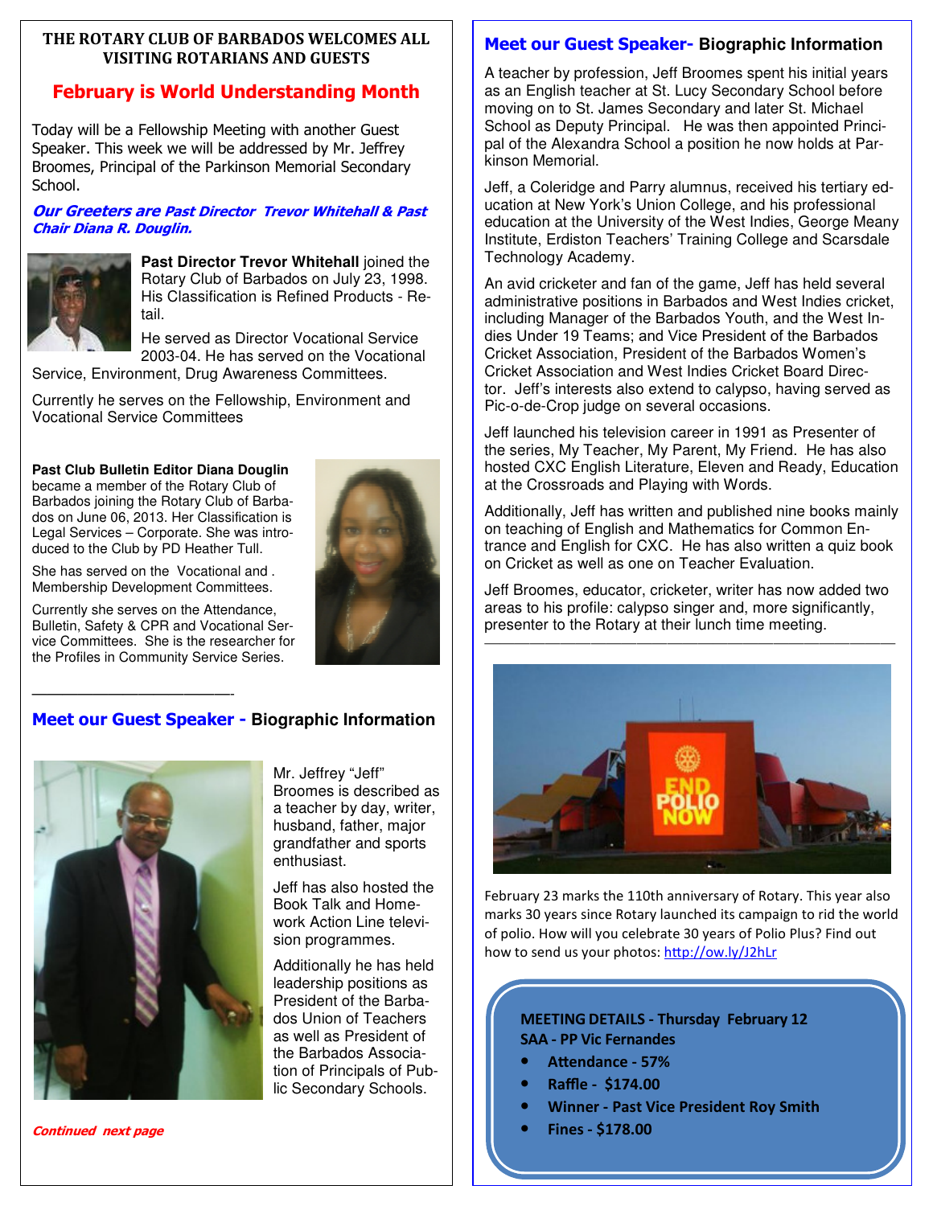**THE ROTARY CLUB OF BARBADOS WELCOMES ALL VISITING ROTARIANS AND GUESTS**

## February is World Understanding Month

Today will be a Fellowship Meeting with another Guest Speaker. This week we will be addressed by Mr. Jeffrey Broomes, Principal of the Parkinson Memorial Secondary School.

***Our Greeters are Past Director Trevor Whitehall & Past Chair Diana R. Douglin.***

**Past Director Trevor Whitehall** joined the Rotary Club of Barbados on July 23, 1998. His Classification is Refined Products - Retail.

He served as Director Vocational Service 2003-04. He has served on the Vocational Service, Environment, Drug Awareness Committees.

Currently he serves on the Fellowship, Environment and Vocational Service Committees

**Past Club Bulletin Editor Diana Douglin** became a member of the Rotary Club of Barbados joining the Rotary Club of Barbados on June 06, 2013. Her Classification is Legal Services – Corporate. She was introduced to the Club by PD Heather Tull.

She has served on the Vocational and . Membership Development Committees.

Currently she serves on the Attendance, Bulletin, Safety & CPR and Vocational Service Committees. She is the researcher for the Profiles in Community Service Series.

## Meet our Guest Speaker - Biographic Information

Mr. Jeffrey "Jeff" Broomes is described as a teacher by day, writer, husband, father, major grandfather and sports enthusiast.

Jeff has also hosted the Book Talk and Homework Action Line television programmes.

Additionally he has held leadership positions as President of the Barbados Union of Teachers as well as President of the Barbados Association of Principals of Public Secondary Schools.

*Continued next page*

## Meet our Guest Speaker- Biographic Information

A teacher by profession, Jeff Broomes spent his initial years as an English teacher at St. Lucy Secondary School before moving on to St. James Secondary and later St. Michael School as Deputy Principal. He was then appointed Principal of the Alexandra School a position he now holds at Parkinson Memorial.

Jeff, a Coleridge and Parry alumnus, received his tertiary education at New York's Union College, and his professional education at the University of the West Indies, George Meany Institute, Erdiston Teachers' Training College and Scarsdale Technology Academy.

An avid cricketer and fan of the game, Jeff has held several administrative positions in Barbados and West Indies cricket, including Manager of the Barbados Youth, and the West Indies Under 19 Teams; and Vice President of the Barbados Cricket Association, President of the Barbados Women's Cricket Association and West Indies Cricket Board Director. Jeff's interests also extend to calypso, having served as Pic-o-de-Crop judge on several occasions.

Jeff launched his television career in 1991 as Presenter of the series, My Teacher, My Parent, My Friend. He has also hosted CXC English Literature, Eleven and Ready, Education at the Crossroads and Playing with Words.

Additionally, Jeff has written and published nine books mainly on teaching of English and Mathematics for Common Entrance and English for CXC. He has also written a quiz book on Cricket as well as one on Teacher Evaluation.

Jeff Broomes, educator, cricketer, writer has now added two areas to his profile: calypso singer and, more significantly, presenter to the Rotary at their lunch time meeting.

February 23 marks the 110th anniversary of Rotary. This year also marks 30 years since Rotary launched its campaign to rid the world of polio. How will you celebrate 30 years of Polio Plus? Find out how to send us your photos: http://ow.ly/J2hLr

**MEETING DETAILS - Thursday February 12**
**SAA - PP Vic Fernandes**

- **Attendance - 57%**
- **Raffle - $174.00**
- **Winner - Past Vice President Roy Smith**
- **Fines - $178.00**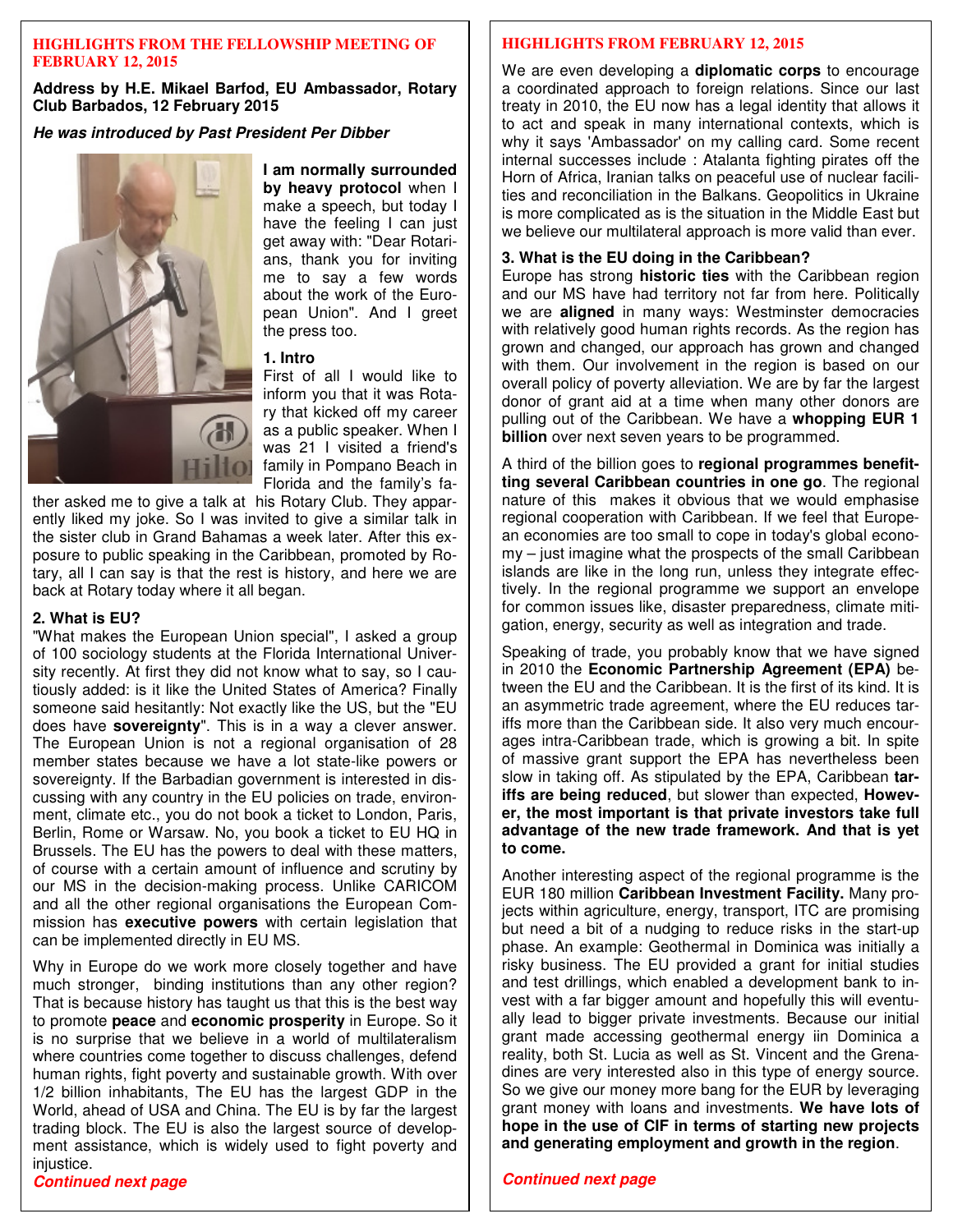## HIGHLIGHTS FROM THE FELLOWSHIP MEETING OF FEBRUARY 12, 2015

**Address by H.E. Mikael Barfod, EU Ambassador, Rotary Club Barbados, 12 February 2015**

***He was introduced by Past President Per Dibber***

**I am normally surrounded by heavy protocol** when I make a speech, but today I have the feeling I can just get away with: "Dear Rotarians, thank you for inviting me to say a few words about the work of the European Union". And I greet the press too.

### 1. Intro

First of all I would like to inform you that it was Rotary that kicked off my career as a public speaker. When I was 21 I visited a friend's family in Pompano Beach in Florida and the family's father asked me to give a talk at his Rotary Club. They apparently liked my joke. So I was invited to give a similar talk in the sister club in Grand Bahamas a week later. After this exposure to public speaking in the Caribbean, promoted by Rotary, all I can say is that the rest is history, and here we are back at Rotary today where it all began.

### 2. What is EU?

"What makes the European Union special", I asked a group of 100 sociology students at the Florida International University recently. At first they did not know what to say, so I cautiously added: is it like the United States of America? Finally someone said hesitantly: Not exactly like the US, but the "EU does have **sovereignty**". This is in a way a clever answer. The European Union is not a regional organisation of 28 member states because we have a lot state-like powers or sovereignty. If the Barbadian government is interested in discussing with any country in the EU policies on trade, environment, climate etc., you do not book a ticket to London, Paris, Berlin, Rome or Warsaw. No, you book a ticket to EU HQ in Brussels. The EU has the powers to deal with these matters, of course with a certain amount of influence and scrutiny by our MS in the decision-making process. Unlike CARICOM and all the other regional organisations the European Commission has **executive powers** with certain legislation that can be implemented directly in EU MS.

Why in Europe do we work more closely together and have much stronger, binding institutions than any other region? That is because history has taught us that this is the best way to promote **peace** and **economic prosperity** in Europe. So it is no surprise that we believe in a world of multilateralism where countries come together to discuss challenges, defend human rights, fight poverty and sustainable growth. With over 1/2 billion inhabitants, The EU has the largest GDP in the World, ahead of USA and China. The EU is by far the largest trading block. The EU is also the largest source of development assistance, which is widely used to fight poverty and injustice.

***Continued next page***

## HIGHLIGHTS FROM FEBRUARY 12, 2015

We are even developing a **diplomatic corps** to encourage a coordinated approach to foreign relations. Since our last treaty in 2010, the EU now has a legal identity that allows it to act and speak in many international contexts, which is why it says 'Ambassador' on my calling card. Some recent internal successes include : Atalanta fighting pirates off the Horn of Africa, Iranian talks on peaceful use of nuclear facilities and reconciliation in the Balkans. Geopolitics in Ukraine is more complicated as is the situation in the Middle East but we believe our multilateral approach is more valid than ever.

### 3. What is the EU doing in the Caribbean?

Europe has strong **historic ties** with the Caribbean region and our MS have had territory not far from here. Politically we are **aligned** in many ways: Westminster democracies with relatively good human rights records. As the region has grown and changed, our approach has grown and changed with them. Our involvement in the region is based on our overall policy of poverty alleviation. We are by far the largest donor of grant aid at a time when many other donors are pulling out of the Caribbean. We have a **whopping EUR 1 billion** over next seven years to be programmed.

A third of the billion goes to **regional programmes benefitting several Caribbean countries in one go**. The regional nature of this makes it obvious that we would emphasise regional cooperation with Caribbean. If we feel that European economies are too small to cope in today's global economy – just imagine what the prospects of the small Caribbean islands are like in the long run, unless they integrate effectively. In the regional programme we support an envelope for common issues like, disaster preparedness, climate mitigation, energy, security as well as integration and trade.

Speaking of trade, you probably know that we have signed in 2010 the **Economic Partnership Agreement (EPA)** between the EU and the Caribbean. It is the first of its kind. It is an asymmetric trade agreement, where the EU reduces tariffs more than the Caribbean side. It also very much encourages intra-Caribbean trade, which is growing a bit. In spite of massive grant support the EPA has nevertheless been slow in taking off. As stipulated by the EPA, Caribbean **tariffs are being reduced**, but slower than expected, **However, the most important is that private investors take full advantage of the new trade framework. And that is yet to come.**

Another interesting aspect of the regional programme is the EUR 180 million **Caribbean Investment Facility.** Many projects within agriculture, energy, transport, ITC are promising but need a bit of a nudging to reduce risks in the start-up phase. An example: Geothermal in Dominica was initially a risky business. The EU provided a grant for initial studies and test drillings, which enabled a development bank to invest with a far bigger amount and hopefully this will eventually lead to bigger private investments. Because our initial grant made accessing geothermal energy iin Dominica a reality, both St. Lucia as well as St. Vincent and the Grenadines are very interested also in this type of energy source. So we give our money more bang for the EUR by leveraging grant money with loans and investments. **We have lots of hope in the use of CIF in terms of starting new projects and generating employment and growth in the region**.

***Continued next page***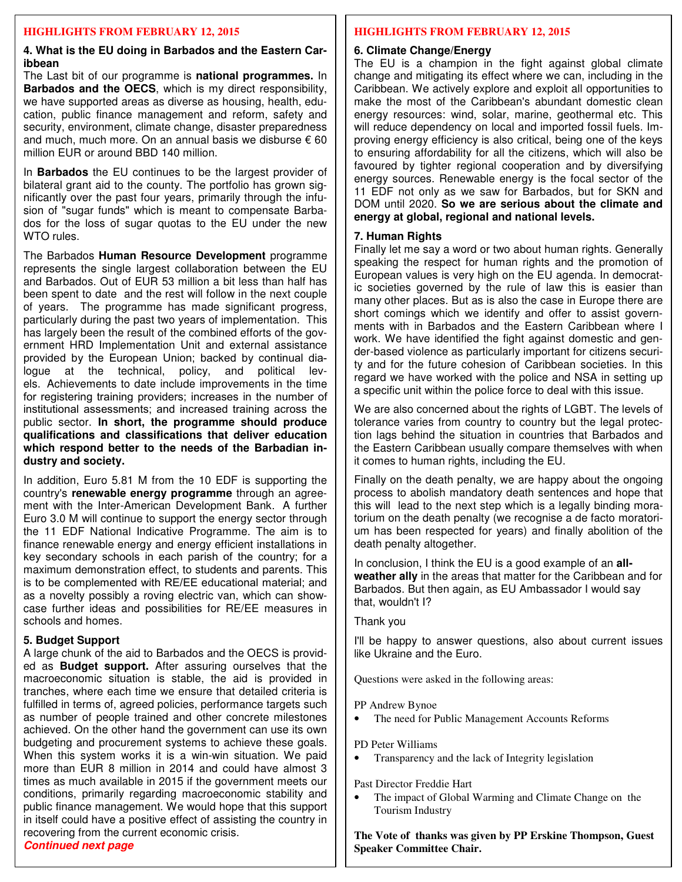**HIGHLIGHTS FROM FEBRUARY 12, 2015**

### 4. What is the EU doing in Barbados and the Eastern Caribbean

The Last bit of our programme is **national programmes.** In **Barbados and the OECS**, which is my direct responsibility, we have supported areas as diverse as housing, health, education, public finance management and reform, safety and security, environment, climate change, disaster preparedness and much, much more. On an annual basis we disburse € 60 million EUR or around BBD 140 million.

In **Barbados** the EU continues to be the largest provider of bilateral grant aid to the county. The portfolio has grown significantly over the past four years, primarily through the infusion of "sugar funds" which is meant to compensate Barbados for the loss of sugar quotas to the EU under the new WTO rules.

The Barbados **Human Resource Development** programme represents the single largest collaboration between the EU and Barbados. Out of EUR 53 million a bit less than half has been spent to date and the rest will follow in the next couple of years. The programme has made significant progress, particularly during the past two years of implementation. This has largely been the result of the combined efforts of the government HRD Implementation Unit and external assistance provided by the European Union; backed by continual dialogue at the technical, policy, and political levels. Achievements to date include improvements in the time for registering training providers; increases in the number of institutional assessments; and increased training across the public sector. **In short, the programme should produce qualifications and classifications that deliver education which respond better to the needs of the Barbadian industry and society.**

In addition, Euro 5.81 M from the 10 EDF is supporting the country's **renewable energy programme** through an agreement with the Inter-American Development Bank. A further Euro 3.0 M will continue to support the energy sector through the 11 EDF National Indicative Programme. The aim is to finance renewable energy and energy efficient installations in key secondary schools in each parish of the country; for a maximum demonstration effect, to students and parents. This is to be complemented with RE/EE educational material; and as a novelty possibly a roving electric van, which can showcase further ideas and possibilities for RE/EE measures in schools and homes.

### 5. Budget Support

A large chunk of the aid to Barbados and the OECS is provided as **Budget support.** After assuring ourselves that the macroeconomic situation is stable, the aid is provided in tranches, where each time we ensure that detailed criteria is fulfilled in terms of, agreed policies, performance targets such as number of people trained and other concrete milestones achieved. On the other hand the government can use its own budgeting and procurement systems to achieve these goals. When this system works it is a win-win situation. We paid more than EUR 8 million in 2014 and could have almost 3 times as much available in 2015 if the government meets our conditions, primarily regarding macroeconomic stability and public finance management. We would hope that this support in itself could have a positive effect of assisting the country in recovering from the current economic crisis.

***Continued next page***

**HIGHLIGHTS FROM FEBRUARY 12, 2015**

### 6. Climate Change/Energy

The EU is a champion in the fight against global climate change and mitigating its effect where we can, including in the Caribbean. We actively explore and exploit all opportunities to make the most of the Caribbean's abundant domestic clean energy resources: wind, solar, marine, geothermal etc. This will reduce dependency on local and imported fossil fuels. Improving energy efficiency is also critical, being one of the keys to ensuring affordability for all the citizens, which will also be favoured by tighter regional cooperation and by diversifying energy sources. Renewable energy is the focal sector of the 11 EDF not only as we saw for Barbados, but for SKN and DOM until 2020. **So we are serious about the climate and energy at global, regional and national levels.**

### 7. Human Rights

Finally let me say a word or two about human rights. Generally speaking the respect for human rights and the promotion of European values is very high on the EU agenda. In democratic societies governed by the rule of law this is easier than many other places. But as is also the case in Europe there are short comings which we identify and offer to assist governments with in Barbados and the Eastern Caribbean where I work. We have identified the fight against domestic and gender-based violence as particularly important for citizens security and for the future cohesion of Caribbean societies. In this regard we have worked with the police and NSA in setting up a specific unit within the police force to deal with this issue.

We are also concerned about the rights of LGBT. The levels of tolerance varies from country to country but the legal protection lags behind the situation in countries that Barbados and the Eastern Caribbean usually compare themselves with when it comes to human rights, including the EU.

Finally on the death penalty, we are happy about the ongoing process to abolish mandatory death sentences and hope that this will lead to the next step which is a legally binding moratorium on the death penalty (we recognise a de facto moratorium has been respected for years) and finally abolition of the death penalty altogether.

In conclusion, I think the EU is a good example of an **all-weather ally** in the areas that matter for the Caribbean and for Barbados. But then again, as EU Ambassador I would say that, wouldn't I?

Thank you

I'll be happy to answer questions, also about current issues like Ukraine and the Euro.

Questions were asked in the following areas:

PP Andrew Bynoe
- The need for Public Management Accounts Reforms

PD Peter Williams
- Transparency and the lack of Integrity legislation

Past Director Freddie Hart
- The impact of Global Warming and Climate Change on the Tourism Industry

**The Vote of thanks was given by PP Erskine Thompson, Guest Speaker Committee Chair.**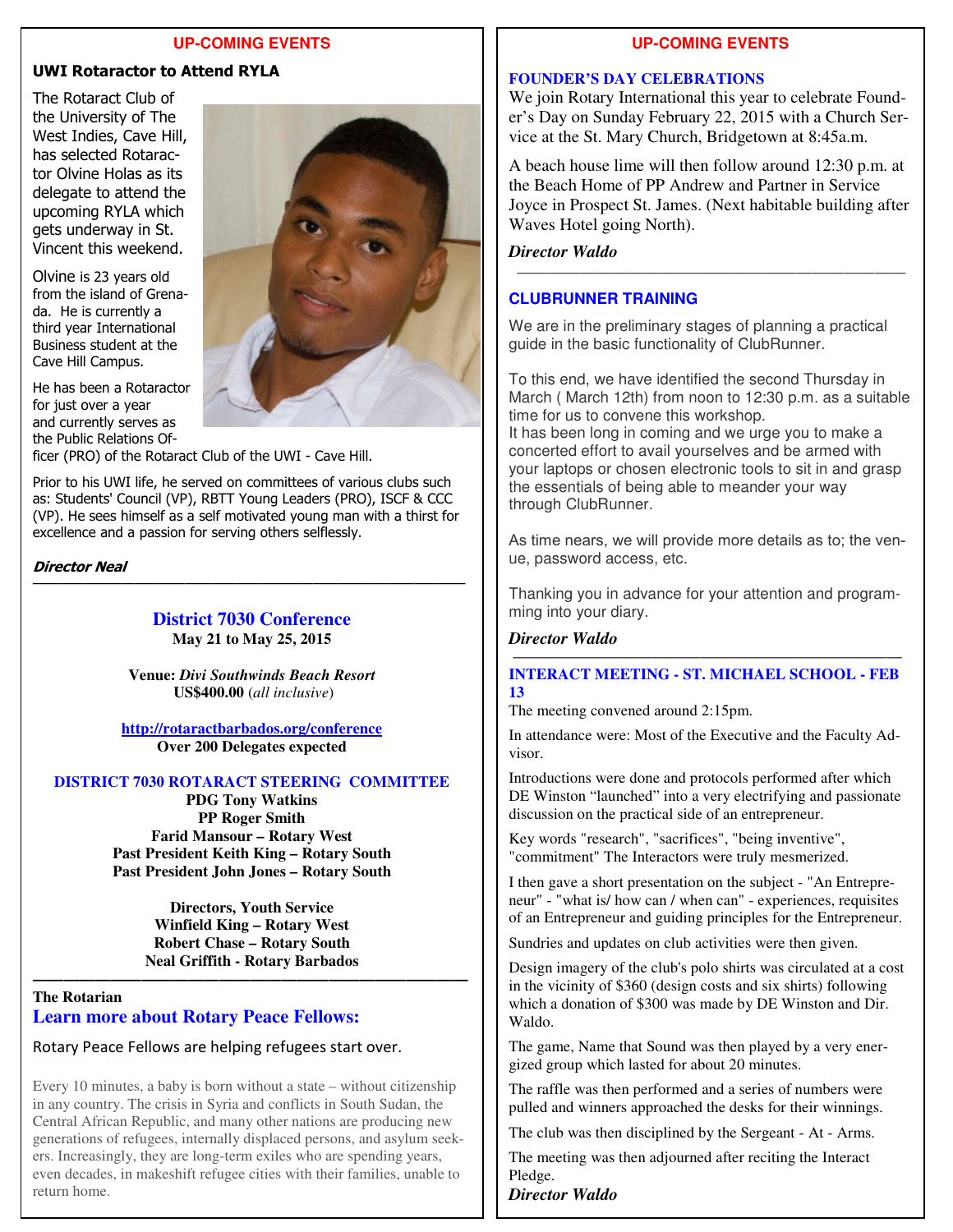## UP-COMING EVENTS

### UWI Rotaractor to Attend RYLA

The Rotaract Club of the University of The West Indies, Cave Hill, has selected Rotaractor Olvine Holas as its delegate to attend the upcoming RYLA which gets underway in St. Vincent this weekend.

Olvine is 23 years old from the island of Grenada. He is currently a third year International Business student at the Cave Hill Campus.

He has been a Rotaractor for just over a year and currently serves as the Public Relations Officer (PRO) of the Rotaract Club of the UWI - Cave Hill.

Prior to his UWI life, he served on committees of various clubs such as: Students' Council (VP), RBTT Young Leaders (PRO), ISCF & CCC (VP). He sees himself as a self motivated young man with a thirst for excellence and a passion for serving others selflessly.

***Director Neal***

---

### District 7030 Conference

**May 21 to May 25, 2015**

**Venue:** ***Divi Southwinds Beach Resort***
**US$400.00** (*all inclusive*)

**http://rotaractbarbados.org/conference**
**Over 200 Delegates expected**

### DISTRICT 7030 ROTARACT STEERING COMMITTEE

**PDG Tony Watkins**
**PP Roger Smith**
**Farid Mansour – Rotary West**
**Past President Keith King – Rotary South**
**Past President John Jones – Rotary South**

**Directors, Youth Service**
**Winfield King – Rotary West**
**Robert Chase – Rotary South**
**Neal Griffith - Rotary Barbados**

---

**The Rotarian**

### Learn more about Rotary Peace Fellows:

Rotary Peace Fellows are helping refugees start over.

Every 10 minutes, a baby is born without a state – without citizenship in any country. The crisis in Syria and conflicts in South Sudan, the Central African Republic, and many other nations are producing new generations of refugees, internally displaced persons, and asylum seekers. Increasingly, they are long-term exiles who are spending years, even decades, in makeshift refugee cities with their families, unable to return home.

## UP-COMING EVENTS

### FOUNDER'S DAY CELEBRATIONS

We join Rotary International this year to celebrate Founder's Day on Sunday February 22, 2015 with a Church Service at the St. Mary Church, Bridgetown at 8:45a.m.

A beach house lime will then follow around 12:30 p.m. at the Beach Home of PP Andrew and Partner in Service Joyce in Prospect St. James. (Next habitable building after Waves Hotel going North).

***Director Waldo***

---

### CLUBRUNNER TRAINING

We are in the preliminary stages of planning a practical guide in the basic functionality of ClubRunner.

To this end, we have identified the second Thursday in March ( March 12th) from noon to 12:30 p.m. as a suitable time for us to convene this workshop.
It has been long in coming and we urge you to make a concerted effort to avail yourselves and be armed with your laptops or chosen electronic tools to sit in and grasp the essentials of being able to meander your way through ClubRunner.

As time nears, we will provide more details as to; the venue, password access, etc.

Thanking you in advance for your attention and programming into your diary.

***Director Waldo***

---

### INTERACT MEETING - ST. MICHAEL SCHOOL - FEB 13

The meeting convened around 2:15pm.

In attendance were: Most of the Executive and the Faculty Advisor.

Introductions were done and protocols performed after which DE Winston "launched" into a very electrifying and passionate discussion on the practical side of an entrepreneur.

Key words "research", "sacrifices", "being inventive", "commitment" The Interactors were truly mesmerized.

I then gave a short presentation on the subject - "An Entrepreneur" - "what is/ how can / when can" - experiences, requisites of an Entrepreneur and guiding principles for the Entrepreneur.

Sundries and updates on club activities were then given.

Design imagery of the club's polo shirts was circulated at a cost in the vicinity of $360 (design costs and six shirts) following which a donation of $300 was made by DE Winston and Dir. Waldo.

The game, Name that Sound was then played by a very energized group which lasted for about 20 minutes.

The raffle was then performed and a series of numbers were pulled and winners approached the desks for their winnings.

The club was then disciplined by the Sergeant - At - Arms.

The meeting was then adjourned after reciting the Interact Pledge.

***Director Waldo***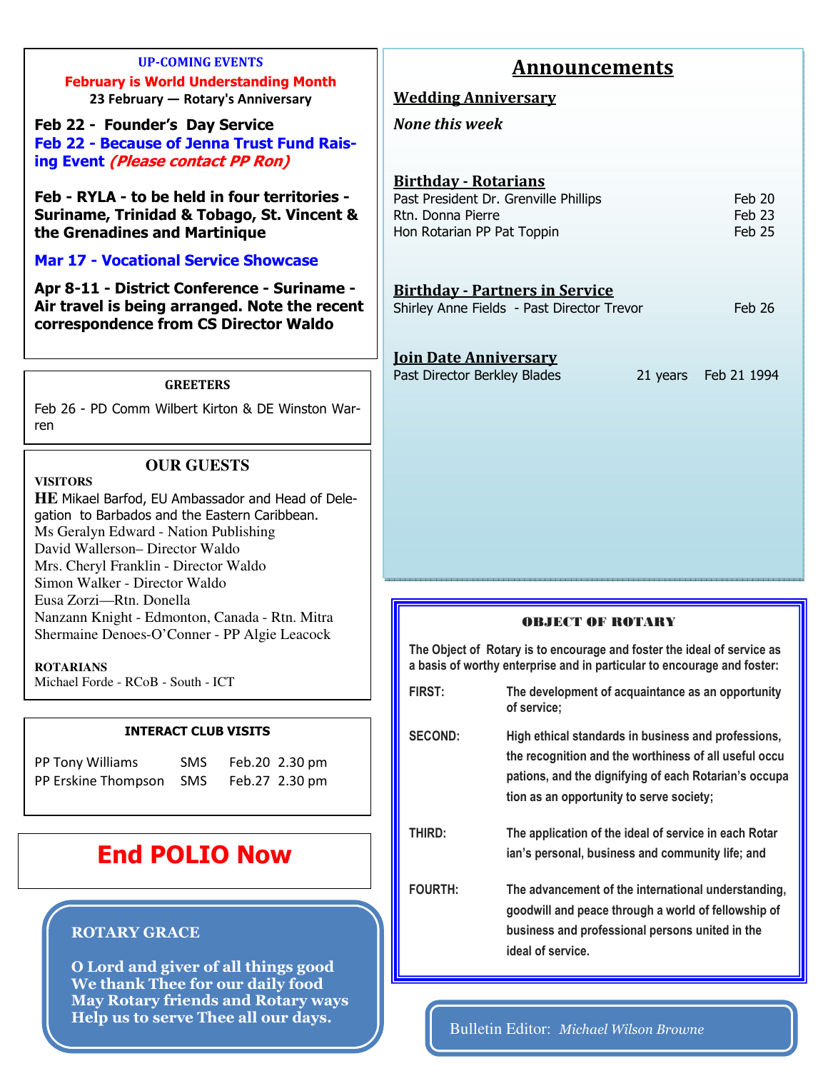## UP-COMING EVENTS

**February is World Understanding Month**

**23 February — Rotary's Anniversary**

**Feb 22 - Founder's Day Service**

**Feb 22 - Because of Jenna Trust Fund Raising Event *(Please contact PP Ron)***

**Feb - RYLA - to be held in four territories - Suriname, Trinidad & Tobago, St. Vincent & the Grenadines and Martinique**

**Mar 17 - Vocational Service Showcase**

**Apr 8-11 - District Conference - Suriname - Air travel is being arranged. Note the recent correspondence from CS Director Waldo**

## GREETERS

Feb 26 - PD Comm Wilbert Kirton & DE Winston Warren

## OUR GUESTS

**VISITORS**

**HE** Mikael Barfod, EU Ambassador and Head of Delegation to Barbados and the Eastern Caribbean.
Ms Geralyn Edward - Nation Publishing
David Wallerson– Director Waldo
Mrs. Cheryl Franklin - Director Waldo
Simon Walker - Director Waldo
Eusa Zorzi—Rtn. Donella
Nanzann Knight - Edmonton, Canada - Rtn. Mitra
Shermaine Denoes-O'Conner - PP Algie Leacock

**ROTARIANS**

Michael Forde - RCoB - South - ICT

## INTERACT CLUB VISITS

| | | | |
|---|---|---|---|
| PP Tony Williams | SMS | Feb.20 | 2.30 pm |
| PP Erskine Thompson | SMS | Feb.27 | 2.30 pm |

# End POLIO Now

**ROTARY GRACE**

**O Lord and giver of all things good
We thank Thee for our daily food
May Rotary friends and Rotary ways
Help us to serve Thee all our days.**

# Announcements

## Wedding Anniversary

***None this week***

## Birthday - Rotarians

| | |
|---|---|
| Past President Dr. Grenville Phillips | Feb 20 |
| Rtn. Donna Pierre | Feb 23 |
| Hon Rotarian PP Pat Toppin | Feb 25 |

## Birthday - Partners in Service

| | |
|---|---|
| Shirley Anne Fields - Past Director Trevor | Feb 26 |

## Join Date Anniversary

| | | |
|---|---|---|
| Past Director Berkley Blades | 21 years | Feb 21 1994 |

## OBJECT OF ROTARY

**The Object of Rotary is to encourage and foster the ideal of service as a basis of worthy enterprise and in particular to encourage and foster:**

**FIRST:** The development of acquaintance as an opportunity of service;

**SECOND:** High ethical standards in business and professions, the recognition and the worthiness of all useful occupations, and the dignifying of each Rotarian's occupation as an opportunity to serve society;

**THIRD:** The application of the ideal of service in each Rotarian's personal, business and community life; and

**FOURTH:** The advancement of the international understanding, goodwill and peace through a world of fellowship of business and professional persons united in the ideal of service.

Bulletin Editor: *Michael Wilson Browne*